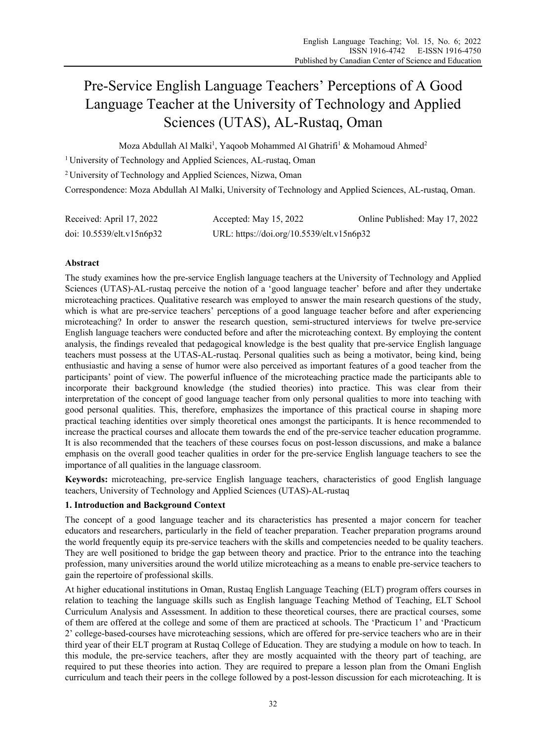# Pre-Service English Language Teachers' Perceptions of A Good Language Teacher at the University of Technology and Applied Sciences (UTAS), AL-Rustaq, Oman

Moza Abdullah Al Malki[1], Yaqoob Mohammed Al Ghatrifi[1] & Mohamoud Ahmed[2]

[1] University of Technology and Applied Sciences, AL-rustaq, Oman

[2] University of Technology and Applied Sciences, Nizwa, Oman

Correspondence: Moza Abdullah Al Malki, University of Technology and Applied Sciences, AL-rustaq, Oman.

Received: April 17, 2022 Accepted: May 15, 2022 Online Published: May 17, 2022

doi: 10.5539/elt.v15n6p32 URL: https://doi.org/10.5539/elt.v15n6p32

## Abstract

The study examines how the pre-service English language teachers at the University of Technology and Applied Sciences (UTAS)-AL-rustaq perceive the notion of a 'good language teacher' before and after they undertake microteaching practices. Qualitative research was employed to answer the main research questions of the study, which is what are pre-service teachers' perceptions of a good language teacher before and after experiencing microteaching? In order to answer the research question, semi-structured interviews for twelve pre-service English language teachers were conducted before and after the microteaching context. By employing the content analysis, the findings revealed that pedagogical knowledge is the best quality that pre-service English language teachers must possess at the UTAS-AL-rustaq. Personal qualities such as being a motivator, being kind, being enthusiastic and having a sense of humor were also perceived as important features of a good teacher from the participants' point of view. The powerful influence of the microteaching practice made the participants able to incorporate their background knowledge (the studied theories) into practice. This was clear from their interpretation of the concept of good language teacher from only personal qualities to more into teaching with good personal qualities. This, therefore, emphasizes the importance of this practical course in shaping more practical teaching identities over simply theoretical ones amongst the participants. It is hence recommended to increase the practical courses and allocate them towards the end of the pre-service teacher education programme. It is also recommended that the teachers of these courses focus on post-lesson discussions, and make a balance emphasis on the overall good teacher qualities in order for the pre-service English language teachers to see the importance of all qualities in the language classroom.

**Keywords:** microteaching, pre-service English language teachers, characteristics of good English language teachers, University of Technology and Applied Sciences (UTAS)-AL-rustaq

## 1. Introduction and Background Context

The concept of a good language teacher and its characteristics has presented a major concern for teacher educators and researchers, particularly in the field of teacher preparation. Teacher preparation programs around the world frequently equip its pre-service teachers with the skills and competencies needed to be quality teachers. They are well positioned to bridge the gap between theory and practice. Prior to the entrance into the teaching profession, many universities around the world utilize microteaching as a means to enable pre-service teachers to gain the repertoire of professional skills.

At higher educational institutions in Oman, Rustaq English Language Teaching (ELT) program offers courses in relation to teaching the language skills such as English language Teaching Method of Teaching, ELT School Curriculum Analysis and Assessment. In addition to these theoretical courses, there are practical courses, some of them are offered at the college and some of them are practiced at schools. The 'Practicum 1' and 'Practicum 2' college-based-courses have microteaching sessions, which are offered for pre-service teachers who are in their third year of their ELT program at Rustaq College of Education. They are studying a module on how to teach. In this module, the pre-service teachers, after they are mostly acquainted with the theory part of teaching, are required to put these theories into action. They are required to prepare a lesson plan from the Omani English curriculum and teach their peers in the college followed by a post-lesson discussion for each microteaching. It is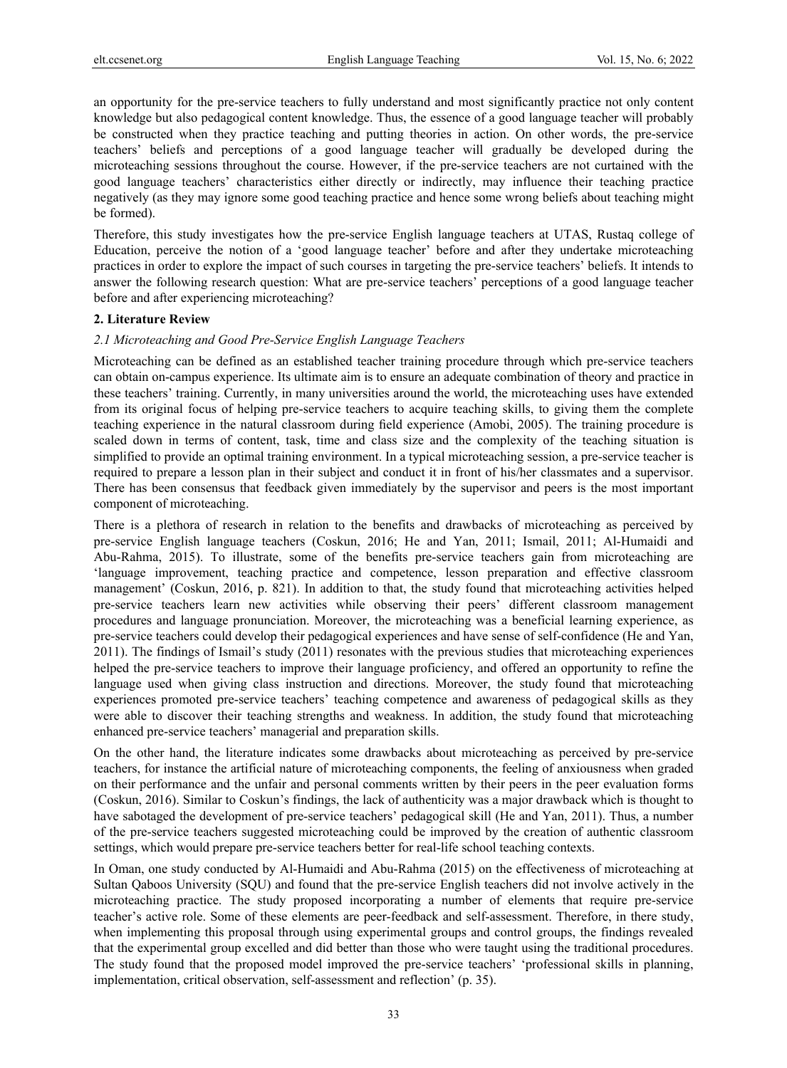an opportunity for the pre-service teachers to fully understand and most significantly practice not only content knowledge but also pedagogical content knowledge. Thus, the essence of a good language teacher will probably be constructed when they practice teaching and putting theories in action. On other words, the pre-service teachers' beliefs and perceptions of a good language teacher will gradually be developed during the microteaching sessions throughout the course. However, if the pre-service teachers are not curtained with the good language teachers' characteristics either directly or indirectly, may influence their teaching practice negatively (as they may ignore some good teaching practice and hence some wrong beliefs about teaching might be formed).

Therefore, this study investigates how the pre-service English language teachers at UTAS, Rustaq college of Education, perceive the notion of a 'good language teacher' before and after they undertake microteaching practices in order to explore the impact of such courses in targeting the pre-service teachers' beliefs. It intends to answer the following research question: What are pre-service teachers' perceptions of a good language teacher before and after experiencing microteaching?

## 2. Literature Review

### *2.1 Microteaching and Good Pre-Service English Language Teachers*

Microteaching can be defined as an established teacher training procedure through which pre-service teachers can obtain on-campus experience. Its ultimate aim is to ensure an adequate combination of theory and practice in these teachers' training. Currently, in many universities around the world, the microteaching uses have extended from its original focus of helping pre-service teachers to acquire teaching skills, to giving them the complete teaching experience in the natural classroom during field experience (Amobi, 2005). The training procedure is scaled down in terms of content, task, time and class size and the complexity of the teaching situation is simplified to provide an optimal training environment. In a typical microteaching session, a pre-service teacher is required to prepare a lesson plan in their subject and conduct it in front of his/her classmates and a supervisor. There has been consensus that feedback given immediately by the supervisor and peers is the most important component of microteaching.

There is a plethora of research in relation to the benefits and drawbacks of microteaching as perceived by pre-service English language teachers (Coskun, 2016; He and Yan, 2011; Ismail, 2011; Al-Humaidi and Abu-Rahma, 2015). To illustrate, some of the benefits pre-service teachers gain from microteaching are 'language improvement, teaching practice and competence, lesson preparation and effective classroom management' (Coskun, 2016, p. 821). In addition to that, the study found that microteaching activities helped pre-service teachers learn new activities while observing their peers' different classroom management procedures and language pronunciation. Moreover, the microteaching was a beneficial learning experience, as pre-service teachers could develop their pedagogical experiences and have sense of self-confidence (He and Yan, 2011). The findings of Ismail's study (2011) resonates with the previous studies that microteaching experiences helped the pre-service teachers to improve their language proficiency, and offered an opportunity to refine the language used when giving class instruction and directions. Moreover, the study found that microteaching experiences promoted pre-service teachers' teaching competence and awareness of pedagogical skills as they were able to discover their teaching strengths and weakness. In addition, the study found that microteaching enhanced pre-service teachers' managerial and preparation skills.

On the other hand, the literature indicates some drawbacks about microteaching as perceived by pre-service teachers, for instance the artificial nature of microteaching components, the feeling of anxiousness when graded on their performance and the unfair and personal comments written by their peers in the peer evaluation forms (Coskun, 2016). Similar to Coskun's findings, the lack of authenticity was a major drawback which is thought to have sabotaged the development of pre-service teachers' pedagogical skill (He and Yan, 2011). Thus, a number of the pre-service teachers suggested microteaching could be improved by the creation of authentic classroom settings, which would prepare pre-service teachers better for real-life school teaching contexts.

In Oman, one study conducted by Al-Humaidi and Abu-Rahma (2015) on the effectiveness of microteaching at Sultan Qaboos University (SQU) and found that the pre-service English teachers did not involve actively in the microteaching practice. The study proposed incorporating a number of elements that require pre-service teacher's active role. Some of these elements are peer-feedback and self-assessment. Therefore, in there study, when implementing this proposal through using experimental groups and control groups, the findings revealed that the experimental group excelled and did better than those who were taught using the traditional procedures. The study found that the proposed model improved the pre-service teachers' 'professional skills in planning, implementation, critical observation, self-assessment and reflection' (p. 35).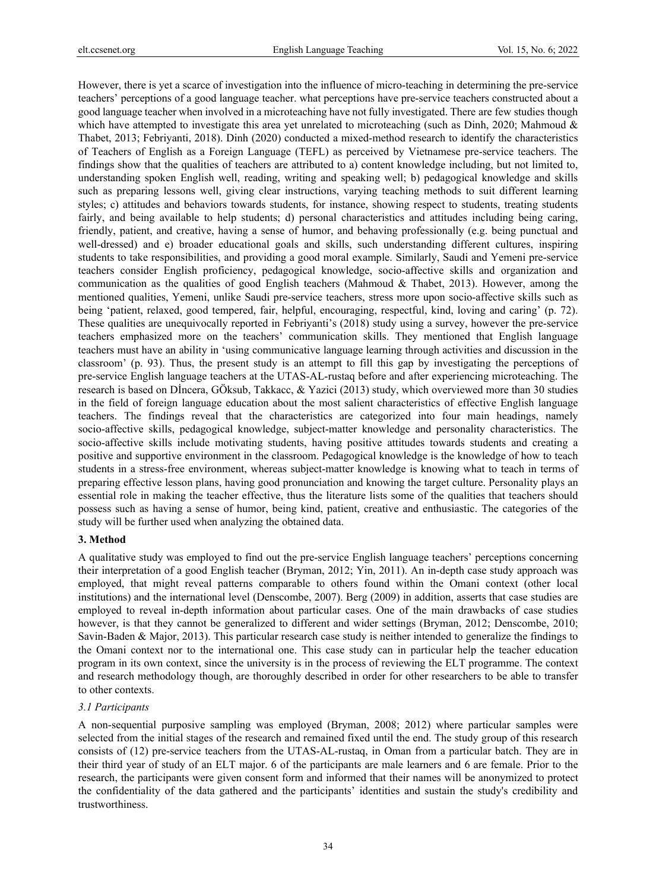However, there is yet a scarce of investigation into the influence of micro-teaching in determining the pre-service teachers' perceptions of a good language teacher. what perceptions have pre-service teachers constructed about a good language teacher when involved in a microteaching have not fully investigated. There are few studies though which have attempted to investigate this area yet unrelated to microteaching (such as Dinh, 2020; Mahmoud & Thabet, 2013; Febriyanti, 2018). Dinh (2020) conducted a mixed-method research to identify the characteristics of Teachers of English as a Foreign Language (TEFL) as perceived by Vietnamese pre-service teachers. The findings show that the qualities of teachers are attributed to a) content knowledge including, but not limited to, understanding spoken English well, reading, writing and speaking well; b) pedagogical knowledge and skills such as preparing lessons well, giving clear instructions, varying teaching methods to suit different learning styles; c) attitudes and behaviors towards students, for instance, showing respect to students, treating students fairly, and being available to help students; d) personal characteristics and attitudes including being caring, friendly, patient, and creative, having a sense of humor, and behaving professionally (e.g. being punctual and well-dressed) and e) broader educational goals and skills, such understanding different cultures, inspiring students to take responsibilities, and providing a good moral example. Similarly, Saudi and Yemeni pre-service teachers consider English proficiency, pedagogical knowledge, socio-affective skills and organization and communication as the qualities of good English teachers (Mahmoud & Thabet, 2013). However, among the mentioned qualities, Yemeni, unlike Saudi pre-service teachers, stress more upon socio-affective skills such as being 'patient, relaxed, good tempered, fair, helpful, encouraging, respectful, kind, loving and caring' (p. 72). These qualities are unequivocally reported in Febriyanti's (2018) study using a survey, however the pre-service teachers emphasized more on the teachers' communication skills. They mentioned that English language teachers must have an ability in 'using communicative language learning through activities and discussion in the classroom' (p. 93). Thus, the present study is an attempt to fill this gap by investigating the perceptions of pre-service English language teachers at the UTAS-AL-rustaq before and after experiencing microteaching. The research is based on Dİncera, GÖksub, Takkacc, & Yazici (2013) study, which overviewed more than 30 studies in the field of foreign language education about the most salient characteristics of effective English language teachers. The findings reveal that the characteristics are categorized into four main headings, namely socio-affective skills, pedagogical knowledge, subject-matter knowledge and personality characteristics. The socio-affective skills include motivating students, having positive attitudes towards students and creating a positive and supportive environment in the classroom. Pedagogical knowledge is the knowledge of how to teach students in a stress-free environment, whereas subject-matter knowledge is knowing what to teach in terms of preparing effective lesson plans, having good pronunciation and knowing the target culture. Personality plays an essential role in making the teacher effective, thus the literature lists some of the qualities that teachers should possess such as having a sense of humor, being kind, patient, creative and enthusiastic. The categories of the study will be further used when analyzing the obtained data.

## 3. Method

A qualitative study was employed to find out the pre-service English language teachers' perceptions concerning their interpretation of a good English teacher (Bryman, 2012; Yin, 2011). An in-depth case study approach was employed, that might reveal patterns comparable to others found within the Omani context (other local institutions) and the international level (Denscombe, 2007). Berg (2009) in addition, asserts that case studies are employed to reveal in-depth information about particular cases. One of the main drawbacks of case studies however, is that they cannot be generalized to different and wider settings (Bryman, 2012; Denscombe, 2010; Savin-Baden & Major, 2013). This particular research case study is neither intended to generalize the findings to the Omani context nor to the international one. This case study can in particular help the teacher education program in its own context, since the university is in the process of reviewing the ELT programme. The context and research methodology though, are thoroughly described in order for other researchers to be able to transfer to other contexts.

### *3.1 Participants*

A non-sequential purposive sampling was employed (Bryman, 2008; 2012) where particular samples were selected from the initial stages of the research and remained fixed until the end. The study group of this research consists of (12) pre-service teachers from the UTAS-AL-rustaq, in Oman from a particular batch. They are in their third year of study of an ELT major. 6 of the participants are male learners and 6 are female. Prior to the research, the participants were given consent form and informed that their names will be anonymized to protect the confidentiality of the data gathered and the participants' identities and sustain the study's credibility and trustworthiness.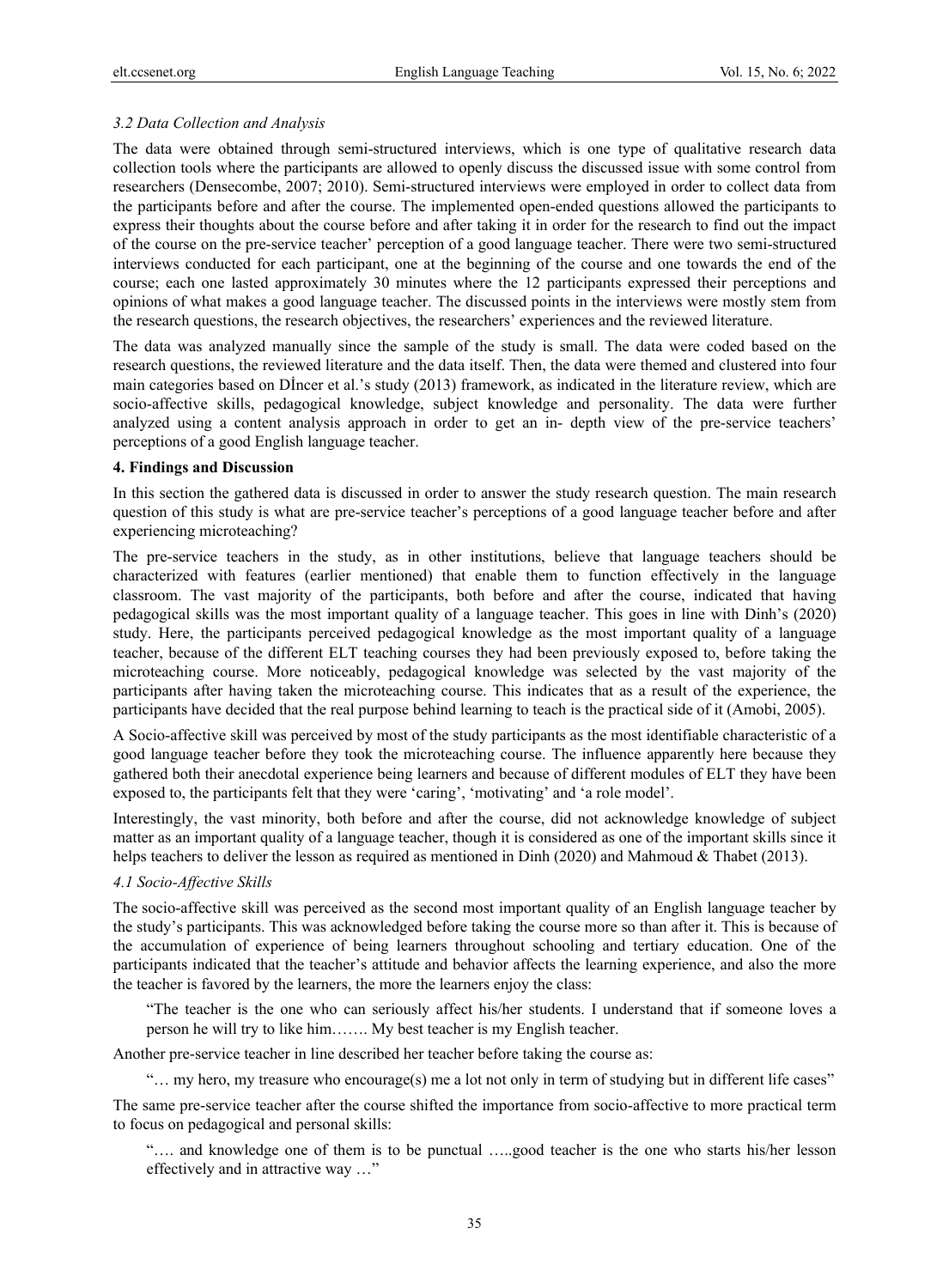### *3.2 Data Collection and Analysis*

The data were obtained through semi-structured interviews, which is one type of qualitative research data collection tools where the participants are allowed to openly discuss the discussed issue with some control from researchers (Densecombe, 2007; 2010). Semi-structured interviews were employed in order to collect data from the participants before and after the course. The implemented open-ended questions allowed the participants to express their thoughts about the course before and after taking it in order for the research to find out the impact of the course on the pre-service teacher' perception of a good language teacher. There were two semi-structured interviews conducted for each participant, one at the beginning of the course and one towards the end of the course; each one lasted approximately 30 minutes where the 12 participants expressed their perceptions and opinions of what makes a good language teacher. The discussed points in the interviews were mostly stem from the research questions, the research objectives, the researchers' experiences and the reviewed literature.

The data was analyzed manually since the sample of the study is small. The data were coded based on the research questions, the reviewed literature and the data itself. Then, the data were themed and clustered into four main categories based on Dİncer et al.'s study (2013) framework, as indicated in the literature review, which are socio-affective skills, pedagogical knowledge, subject knowledge and personality. The data were further analyzed using a content analysis approach in order to get an in- depth view of the pre-service teachers' perceptions of a good English language teacher.

## 4. Findings and Discussion

In this section the gathered data is discussed in order to answer the study research question. The main research question of this study is what are pre-service teacher's perceptions of a good language teacher before and after experiencing microteaching?

The pre-service teachers in the study, as in other institutions, believe that language teachers should be characterized with features (earlier mentioned) that enable them to function effectively in the language classroom. The vast majority of the participants, both before and after the course, indicated that having pedagogical skills was the most important quality of a language teacher. This goes in line with Dinh's (2020) study. Here, the participants perceived pedagogical knowledge as the most important quality of a language teacher, because of the different ELT teaching courses they had been previously exposed to, before taking the microteaching course. More noticeably, pedagogical knowledge was selected by the vast majority of the participants after having taken the microteaching course. This indicates that as a result of the experience, the participants have decided that the real purpose behind learning to teach is the practical side of it (Amobi, 2005).

A Socio-affective skill was perceived by most of the study participants as the most identifiable characteristic of a good language teacher before they took the microteaching course. The influence apparently here because they gathered both their anecdotal experience being learners and because of different modules of ELT they have been exposed to, the participants felt that they were 'caring', 'motivating' and 'a role model'.

Interestingly, the vast minority, both before and after the course, did not acknowledge knowledge of subject matter as an important quality of a language teacher, though it is considered as one of the important skills since it helps teachers to deliver the lesson as required as mentioned in Dinh (2020) and Mahmoud & Thabet (2013).

### *4.1 Socio-Affective Skills*

The socio-affective skill was perceived as the second most important quality of an English language teacher by the study's participants. This was acknowledged before taking the course more so than after it. This is because of the accumulation of experience of being learners throughout schooling and tertiary education. One of the participants indicated that the teacher's attitude and behavior affects the learning experience, and also the more the teacher is favored by the learners, the more the learners enjoy the class:

> "The teacher is the one who can seriously affect his/her students. I understand that if someone loves a person he will try to like him……. My best teacher is my English teacher.

Another pre-service teacher in line described her teacher before taking the course as:

> "… my hero, my treasure who encourage(s) me a lot not only in term of studying but in different life cases"

The same pre-service teacher after the course shifted the importance from socio-affective to more practical term to focus on pedagogical and personal skills:

> "…. and knowledge one of them is to be punctual …..good teacher is the one who starts his/her lesson effectively and in attractive way …"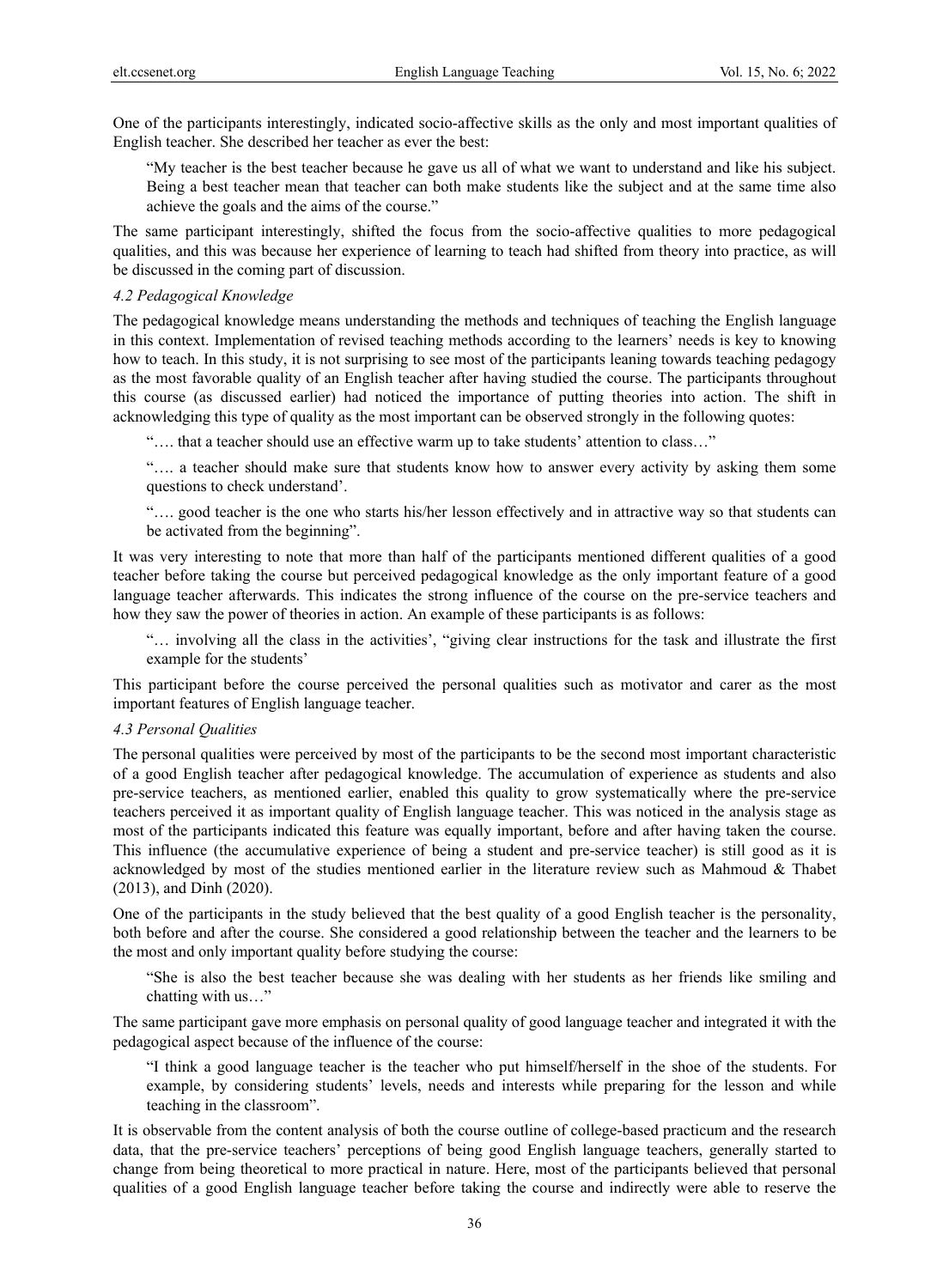One of the participants interestingly, indicated socio-affective skills as the only and most important qualities of English teacher. She described her teacher as ever the best:

> "My teacher is the best teacher because he gave us all of what we want to understand and like his subject. Being a best teacher mean that teacher can both make students like the subject and at the same time also achieve the goals and the aims of the course."

The same participant interestingly, shifted the focus from the socio-affective qualities to more pedagogical qualities, and this was because her experience of learning to teach had shifted from theory into practice, as will be discussed in the coming part of discussion.

### *4.2 Pedagogical Knowledge*

The pedagogical knowledge means understanding the methods and techniques of teaching the English language in this context. Implementation of revised teaching methods according to the learners' needs is key to knowing how to teach. In this study, it is not surprising to see most of the participants leaning towards teaching pedagogy as the most favorable quality of an English teacher after having studied the course. The participants throughout this course (as discussed earlier) had noticed the importance of putting theories into action. The shift in acknowledging this type of quality as the most important can be observed strongly in the following quotes:

> "…. that a teacher should use an effective warm up to take students' attention to class…"

> "…. a teacher should make sure that students know how to answer every activity by asking them some questions to check understand'.

> "…. good teacher is the one who starts his/her lesson effectively and in attractive way so that students can be activated from the beginning".

It was very interesting to note that more than half of the participants mentioned different qualities of a good teacher before taking the course but perceived pedagogical knowledge as the only important feature of a good language teacher afterwards. This indicates the strong influence of the course on the pre-service teachers and how they saw the power of theories in action. An example of these participants is as follows:

> "… involving all the class in the activities', "giving clear instructions for the task and illustrate the first example for the students'

This participant before the course perceived the personal qualities such as motivator and carer as the most important features of English language teacher.

### *4.3 Personal Qualities*

The personal qualities were perceived by most of the participants to be the second most important characteristic of a good English teacher after pedagogical knowledge. The accumulation of experience as students and also pre-service teachers, as mentioned earlier, enabled this quality to grow systematically where the pre-service teachers perceived it as important quality of English language teacher. This was noticed in the analysis stage as most of the participants indicated this feature was equally important, before and after having taken the course. This influence (the accumulative experience of being a student and pre-service teacher) is still good as it is acknowledged by most of the studies mentioned earlier in the literature review such as Mahmoud & Thabet (2013), and Dinh (2020).

One of the participants in the study believed that the best quality of a good English teacher is the personality, both before and after the course. She considered a good relationship between the teacher and the learners to be the most and only important quality before studying the course:

> "She is also the best teacher because she was dealing with her students as her friends like smiling and chatting with us…"

The same participant gave more emphasis on personal quality of good language teacher and integrated it with the pedagogical aspect because of the influence of the course:

> "I think a good language teacher is the teacher who put himself/herself in the shoe of the students. For example, by considering students' levels, needs and interests while preparing for the lesson and while teaching in the classroom".

It is observable from the content analysis of both the course outline of college-based practicum and the research data, that the pre-service teachers' perceptions of being good English language teachers, generally started to change from being theoretical to more practical in nature. Here, most of the participants believed that personal qualities of a good English language teacher before taking the course and indirectly were able to reserve the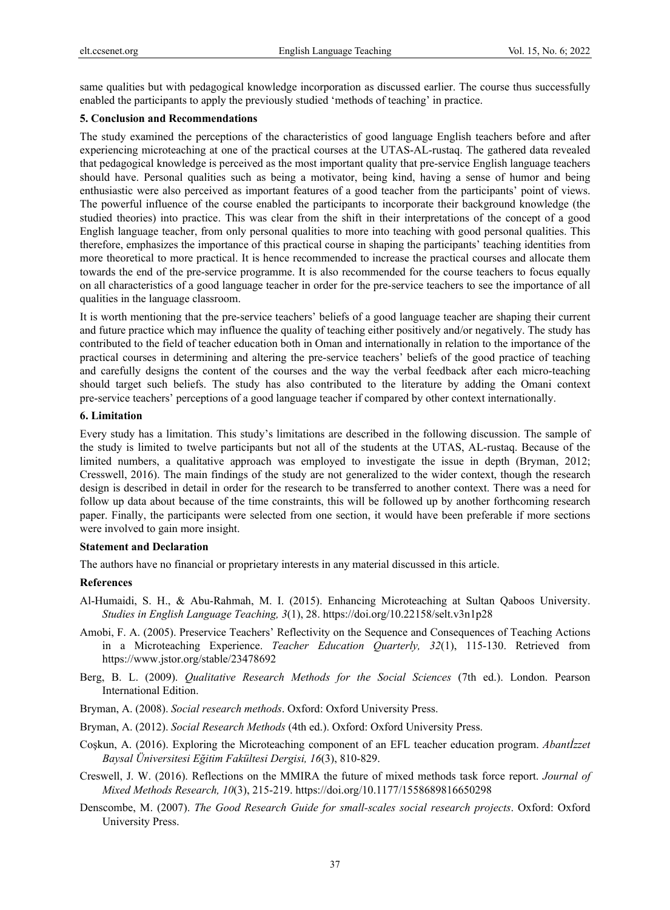same qualities but with pedagogical knowledge incorporation as discussed earlier. The course thus successfully enabled the participants to apply the previously studied 'methods of teaching' in practice.

## 5. Conclusion and Recommendations

The study examined the perceptions of the characteristics of good language English teachers before and after experiencing microteaching at one of the practical courses at the UTAS-AL-rustaq. The gathered data revealed that pedagogical knowledge is perceived as the most important quality that pre-service English language teachers should have. Personal qualities such as being a motivator, being kind, having a sense of humor and being enthusiastic were also perceived as important features of a good teacher from the participants' point of views. The powerful influence of the course enabled the participants to incorporate their background knowledge (the studied theories) into practice. This was clear from the shift in their interpretations of the concept of a good English language teacher, from only personal qualities to more into teaching with good personal qualities. This therefore, emphasizes the importance of this practical course in shaping the participants' teaching identities from more theoretical to more practical. It is hence recommended to increase the practical courses and allocate them towards the end of the pre-service programme. It is also recommended for the course teachers to focus equally on all characteristics of a good language teacher in order for the pre-service teachers to see the importance of all qualities in the language classroom.

It is worth mentioning that the pre-service teachers' beliefs of a good language teacher are shaping their current and future practice which may influence the quality of teaching either positively and/or negatively. The study has contributed to the field of teacher education both in Oman and internationally in relation to the importance of the practical courses in determining and altering the pre-service teachers' beliefs of the good practice of teaching and carefully designs the content of the courses and the way the verbal feedback after each micro-teaching should target such beliefs. The study has also contributed to the literature by adding the Omani context pre-service teachers' perceptions of a good language teacher if compared by other context internationally.

## 6. Limitation

Every study has a limitation. This study's limitations are described in the following discussion. The sample of the study is limited to twelve participants but not all of the students at the UTAS, AL-rustaq. Because of the limited numbers, a qualitative approach was employed to investigate the issue in depth (Bryman, 2012; Cresswell, 2016). The main findings of the study are not generalized to the wider context, though the research design is described in detail in order for the research to be transferred to another context. There was a need for follow up data about because of the time constraints, this will be followed up by another forthcoming research paper. Finally, the participants were selected from one section, it would have been preferable if more sections were involved to gain more insight.

## Statement and Declaration

The authors have no financial or proprietary interests in any material discussed in this article.

## References

Al-Humaidi, S. H., & Abu-Rahmah, M. I. (2015). Enhancing Microteaching at Sultan Qaboos University. *Studies in English Language Teaching, 3*(1), 28. https://doi.org/10.22158/selt.v3n1p28

Amobi, F. A. (2005). Preservice Teachers' Reflectivity on the Sequence and Consequences of Teaching Actions in a Microteaching Experience. *Teacher Education Quarterly, 32*(1), 115-130. Retrieved from https://www.jstor.org/stable/23478692

Berg, B. L. (2009). *Qualitative Research Methods for the Social Sciences* (7th ed.). London. Pearson International Edition.

Bryman, A. (2008). *Social research methods*. Oxford: Oxford University Press.

Bryman, A. (2012). *Social Research Methods* (4th ed.). Oxford: Oxford University Press.

Coşkun, A. (2016). Exploring the Microteaching component of an EFL teacher education program. *Abantİzzet Baysal Üniversitesi Eğitim Fakültesi Dergisi, 16*(3), 810-829.

Creswell, J. W. (2016). Reflections on the MMIRA the future of mixed methods task force report. *Journal of Mixed Methods Research, 10*(3), 215-219. https://doi.org/10.1177/1558689816650298

Denscombe, M. (2007). *The Good Research Guide for small-scales social research projects*. Oxford: Oxford University Press.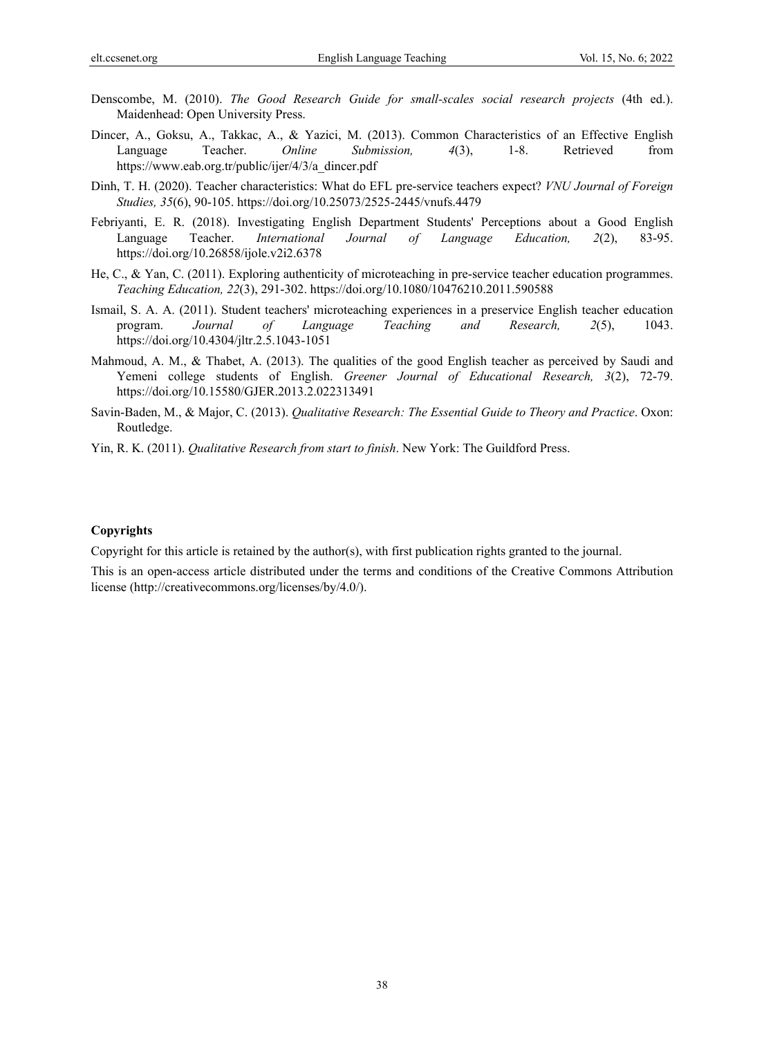Denscombe, M. (2010). *The Good Research Guide for small-scales social research projects* (4th ed.). Maidenhead: Open University Press.

Dincer, A., Goksu, A., Takkac, A., & Yazici, M. (2013). Common Characteristics of an Effective English Language Teacher. *Online Submission, 4*(3), 1-8. Retrieved from https://www.eab.org.tr/public/ijer/4/3/a_dincer.pdf

Dinh, T. H. (2020). Teacher characteristics: What do EFL pre-service teachers expect? *VNU Journal of Foreign Studies, 35*(6), 90-105. https://doi.org/10.25073/2525-2445/vnufs.4479

Febriyanti, E. R. (2018). Investigating English Department Students' Perceptions about a Good English Language Teacher. *International Journal of Language Education, 2*(2), 83-95. https://doi.org/10.26858/ijole.v2i2.6378

He, C., & Yan, C. (2011). Exploring authenticity of microteaching in pre-service teacher education programmes. *Teaching Education, 22*(3), 291-302. https://doi.org/10.1080/10476210.2011.590588

Ismail, S. A. A. (2011). Student teachers' microteaching experiences in a preservice English teacher education program. *Journal of Language Teaching and Research, 2*(5), 1043. https://doi.org/10.4304/jltr.2.5.1043-1051

Mahmoud, A. M., & Thabet, A. (2013). The qualities of the good English teacher as perceived by Saudi and Yemeni college students of English. *Greener Journal of Educational Research, 3*(2), 72-79. https://doi.org/10.15580/GJER.2013.2.022313491

Savin-Baden, M., & Major, C. (2013). *Qualitative Research: The Essential Guide to Theory and Practice*. Oxon: Routledge.

Yin, R. K. (2011). *Qualitative Research from start to finish*. New York: The Guildford Press.

**Copyrights**

Copyright for this article is retained by the author(s), with first publication rights granted to the journal.

This is an open-access article distributed under the terms and conditions of the Creative Commons Attribution license (http://creativecommons.org/licenses/by/4.0/).